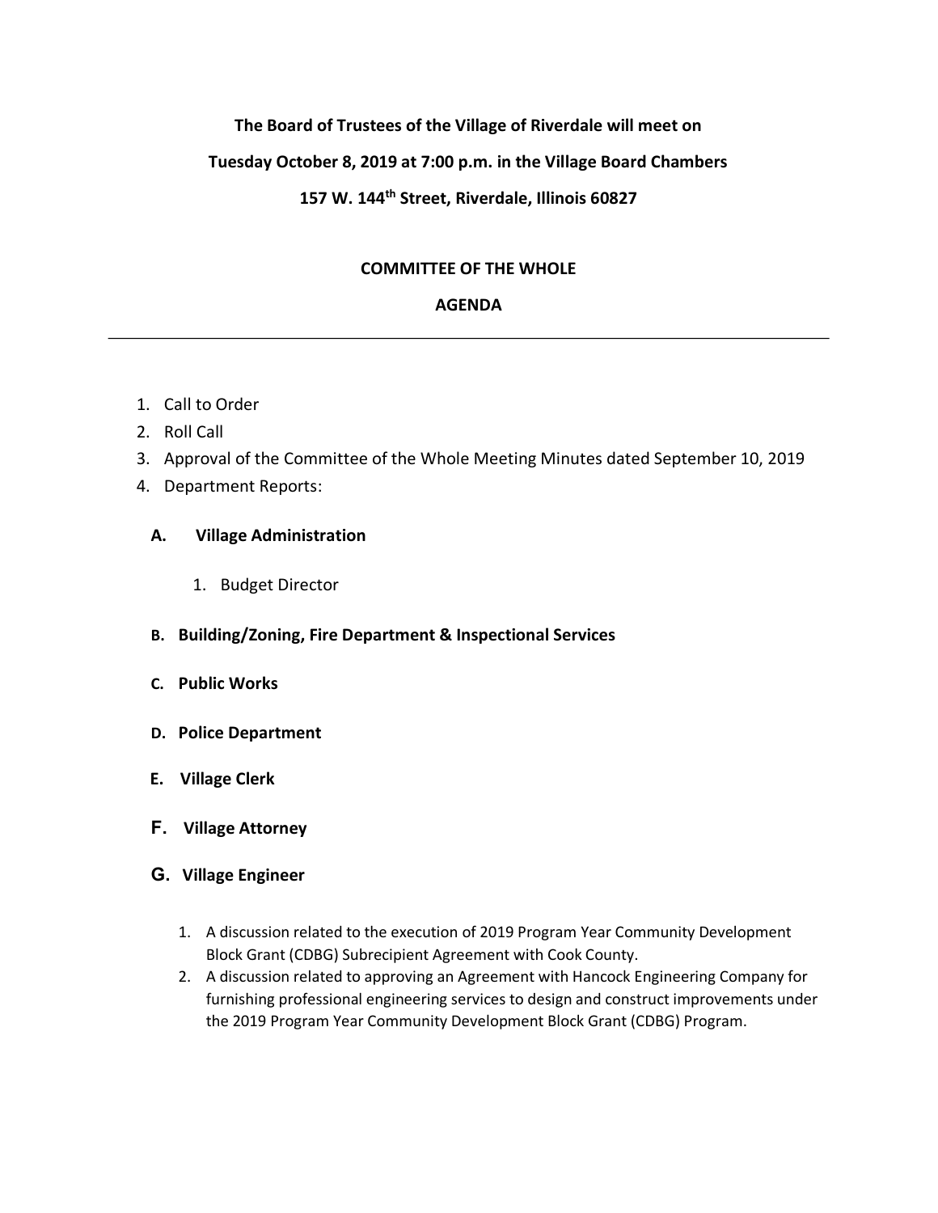**The Board of Trustees of the Village of Riverdale will meet on**

**Tuesday October 8, 2019 at 7:00 p.m. in the Village Board Chambers**

**157 W. 144th Street, Riverdale, Illinois 60827**

## COMMITTEE OF THE WHOLE

## AGENDA

---

1. Call to Order
2. Roll Call
3. Approval of the Committee of the Whole Meeting Minutes dated September 10, 2019
4. Department Reports:

   **A. Village Administration**

      1. Budget Director

   **B. Building/Zoning, Fire Department & Inspectional Services**

   **C. Public Works**

   **D. Police Department**

   **E. Village Clerk**

   **F. Village Attorney**

   **G. Village Engineer**

      1. A discussion related to the execution of 2019 Program Year Community Development Block Grant (CDBG) Subrecipient Agreement with Cook County.
      2. A discussion related to approving an Agreement with Hancock Engineering Company for furnishing professional engineering services to design and construct improvements under the 2019 Program Year Community Development Block Grant (CDBG) Program.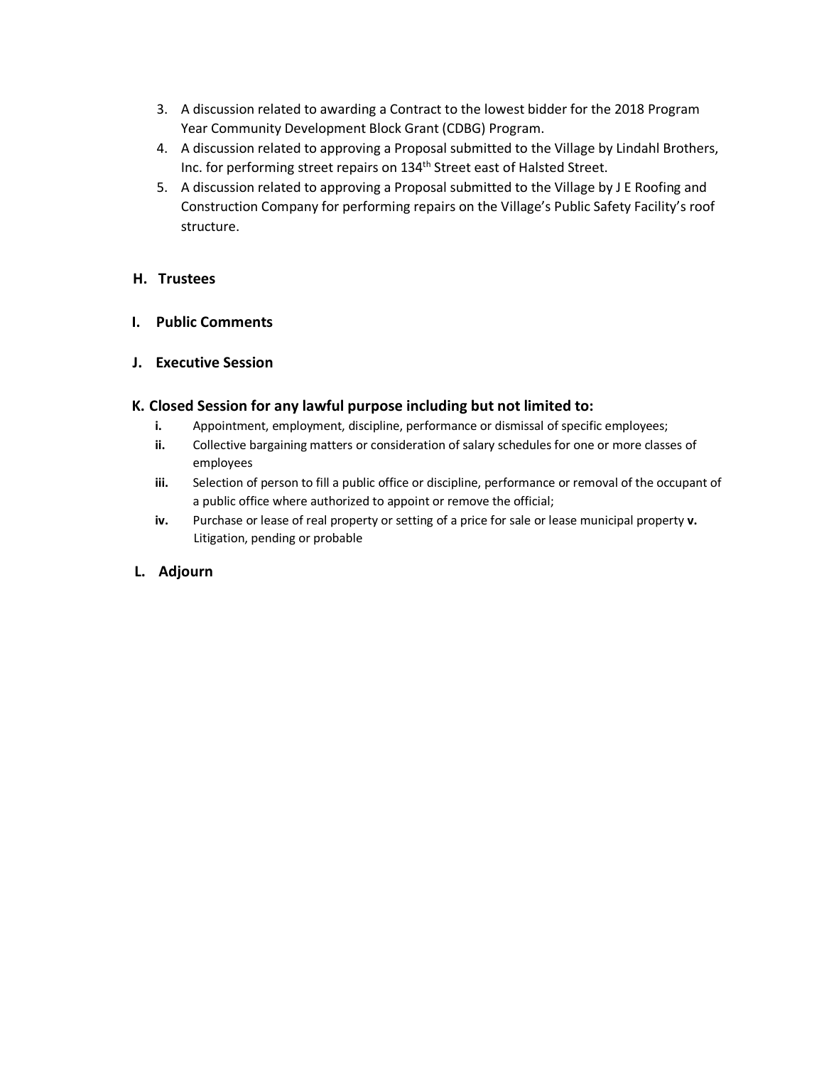3. A discussion related to awarding a Contract to the lowest bidder for the 2018 Program Year Community Development Block Grant (CDBG) Program.
4. A discussion related to approving a Proposal submitted to the Village by Lindahl Brothers, Inc. for performing street repairs on 134th Street east of Halsted Street.
5. A discussion related to approving a Proposal submitted to the Village by J E Roofing and Construction Company for performing repairs on the Village's Public Safety Facility's roof structure.

## H. Trustees

## I. Public Comments

## J. Executive Session

## K. Closed Session for any lawful purpose including but not limited to:

- **i.** Appointment, employment, discipline, performance or dismissal of specific employees;
- **ii.** Collective bargaining matters or consideration of salary schedules for one or more classes of employees
- **iii.** Selection of person to fill a public office or discipline, performance or removal of the occupant of a public office where authorized to appoint or remove the official;
- **iv.** Purchase or lease of real property or setting of a price for sale or lease municipal property **v.** Litigation, pending or probable

## L. Adjourn